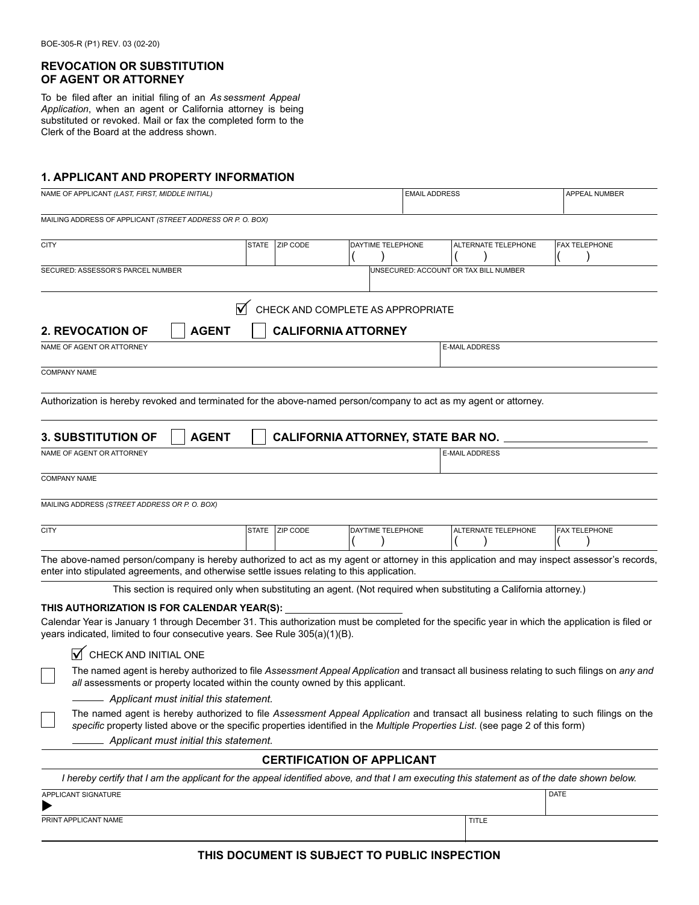BOE-305-R (P1) REV. 03 (02-20)

# REVOCATION OR SUBSTITUTION OF AGENT OR ATTORNEY

To be filed after an initial filing of an *Assessment Appeal Application*, when an agent or California attorney is being substituted or revoked. Mail or fax the completed form to the Clerk of the Board at the address shown.

## 1. APPLICANT AND PROPERTY INFORMATION

| NAME OF APPLICANT *(LAST, FIRST, MIDDLE INITIAL)* | EMAIL ADDRESS | APPEAL NUMBER |
|---|---|---|
| | | |

| MAILING ADDRESS OF APPLICANT *(STREET ADDRESS OR P. O. BOX)* |
|---|
| |

| CITY | STATE | ZIP CODE | DAYTIME TELEPHONE | ALTERNATE TELEPHONE | FAX TELEPHONE |
|---|---|---|---|---|---|
| | | | ( ) | ( ) | ( ) |

| SECURED: ASSESSOR'S PARCEL NUMBER | UNSECURED: ACCOUNT OR TAX BILL NUMBER |
|---|---|
| | |

☑ CHECK AND COMPLETE AS APPROPRIATE

## 2. REVOCATION OF ☐ AGENT ☐ CALIFORNIA ATTORNEY

| NAME OF AGENT OR ATTORNEY | E-MAIL ADDRESS |
|---|---|
| | |

| COMPANY NAME |
|---|
| |

Authorization is hereby revoked and terminated for the above-named person/company to act as my agent or attorney.

## 3. SUBSTITUTION OF ☐ AGENT ☐ CALIFORNIA ATTORNEY, STATE BAR NO. ______________

| NAME OF AGENT OR ATTORNEY | E-MAIL ADDRESS |
|---|---|
| | |

| COMPANY NAME |
|---|
| |

| MAILING ADDRESS *(STREET ADDRESS OR P. O. BOX)* |
|---|
| |

| CITY | STATE | ZIP CODE | DAYTIME TELEPHONE | ALTERNATE TELEPHONE | FAX TELEPHONE |
|---|---|---|---|---|---|
| | | | ( ) | ( ) | ( ) |

The above-named person/company is hereby authorized to act as my agent or attorney in this application and may inspect assessor's records, enter into stipulated agreements, and otherwise settle issues relating to this application.

This section is required only when substituting an agent. (Not required when substituting a California attorney.)

**THIS AUTHORIZATION IS FOR CALENDAR YEAR(S):** ______________

Calendar Year is January 1 through December 31. This authorization must be completed for the specific year in which the application is filed or years indicated, limited to four consecutive years. See Rule 305(a)(1)(B).

☑ CHECK AND INITIAL ONE

☐ The named agent is hereby authorized to file *Assessment Appeal Application* and transact all business relating to such filings on *any and all* assessments or property located within the county owned by this applicant.

______ *Applicant must initial this statement.*

☐ The named agent is hereby authorized to file *Assessment Appeal Application* and transact all business relating to such filings on the *specific* property listed above or the specific properties identified in the *Multiple Properties List*. (see page 2 of this form)

______ *Applicant must initial this statement.*

### CERTIFICATION OF APPLICANT

*I hereby certify that I am the applicant for the appeal identified above, and that I am executing this statement as of the date shown below.*

| APPLICANT SIGNATURE | DATE |
|---|---|
| ▶ | |

| PRINT APPLICANT NAME | TITLE |
|---|---|
| | |

**THIS DOCUMENT IS SUBJECT TO PUBLIC INSPECTION**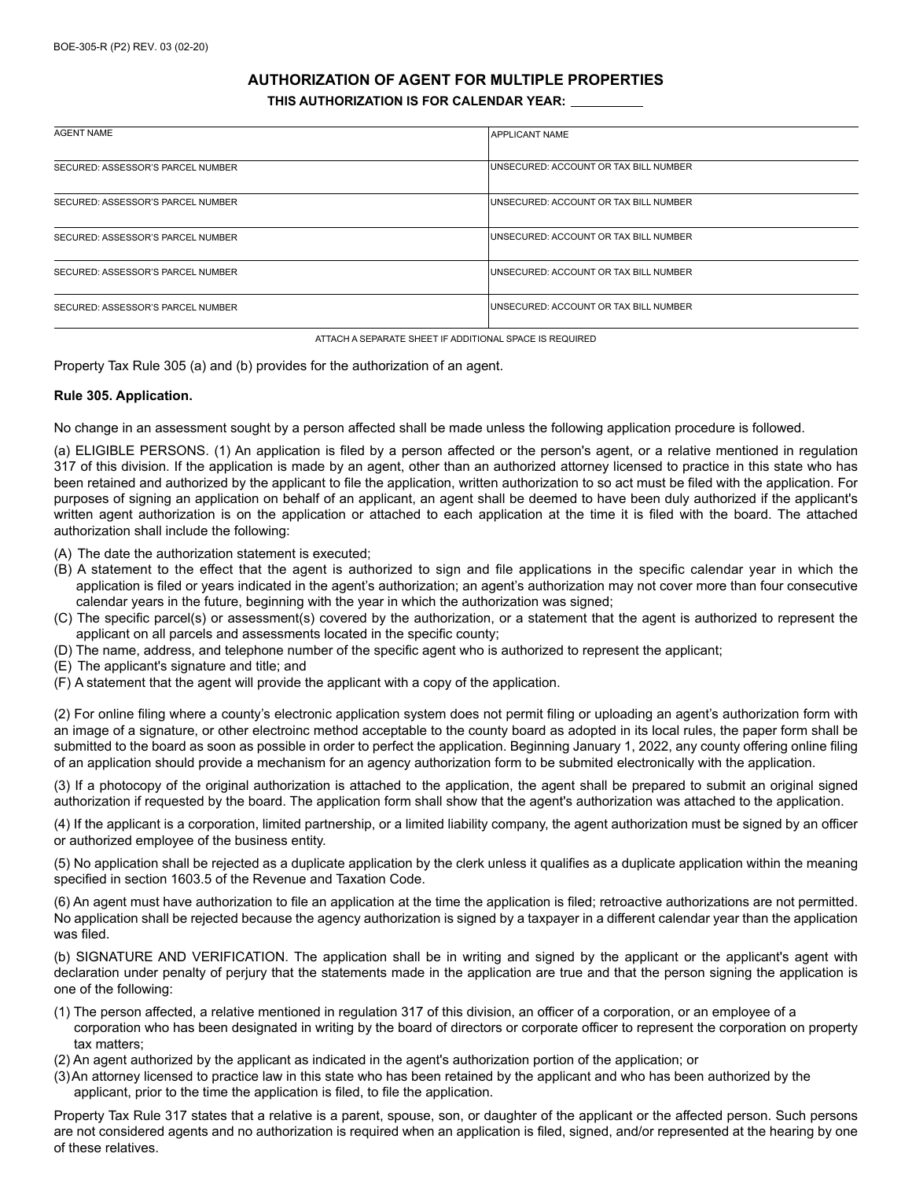BOE-305-R (P2) REV. 03 (02-20)

## AUTHORIZATION OF AGENT FOR MULTIPLE PROPERTIES

**THIS AUTHORIZATION IS FOR CALENDAR YEAR:** ___________

| | |
|---|---|
| AGENT NAME | APPLICANT NAME |
| SECURED: ASSESSOR'S PARCEL NUMBER | UNSECURED: ACCOUNT OR TAX BILL NUMBER |
| SECURED: ASSESSOR'S PARCEL NUMBER | UNSECURED: ACCOUNT OR TAX BILL NUMBER |
| SECURED: ASSESSOR'S PARCEL NUMBER | UNSECURED: ACCOUNT OR TAX BILL NUMBER |
| SECURED: ASSESSOR'S PARCEL NUMBER | UNSECURED: ACCOUNT OR TAX BILL NUMBER |
| SECURED: ASSESSOR'S PARCEL NUMBER | UNSECURED: ACCOUNT OR TAX BILL NUMBER |

ATTACH A SEPARATE SHEET IF ADDITIONAL SPACE IS REQUIRED

Property Tax Rule 305 (a) and (b) provides for the authorization of an agent.

**Rule 305. Application.**

No change in an assessment sought by a person affected shall be made unless the following application procedure is followed.

(a) ELIGIBLE PERSONS. (1) An application is filed by a person affected or the person's agent, or a relative mentioned in regulation 317 of this division. If the application is made by an agent, other than an authorized attorney licensed to practice in this state who has been retained and authorized by the applicant to file the application, written authorization to so act must be filed with the application. For purposes of signing an application on behalf of an applicant, an agent shall be deemed to have been duly authorized if the applicant's written agent authorization is on the application or attached to each application at the time it is filed with the board. The attached authorization shall include the following:

(A) The date the authorization statement is executed;
(B) A statement to the effect that the agent is authorized to sign and file applications in the specific calendar year in which the application is filed or years indicated in the agent's authorization; an agent's authorization may not cover more than four consecutive calendar years in the future, beginning with the year in which the authorization was signed;
(C) The specific parcel(s) or assessment(s) covered by the authorization, or a statement that the agent is authorized to represent the applicant on all parcels and assessments located in the specific county;
(D) The name, address, and telephone number of the specific agent who is authorized to represent the applicant;
(E) The applicant's signature and title; and
(F) A statement that the agent will provide the applicant with a copy of the application.

(2) For online filing where a county's electronic application system does not permit filing or uploading an agent's authorization form with an image of a signature, or other electroinc method acceptable to the county board as adopted in its local rules, the paper form shall be submitted to the board as soon as possible in order to perfect the application. Beginning January 1, 2022, any county offering online filing of an application should provide a mechanism for an agency authorization form to be submited electronically with the application.

(3) If a photocopy of the original authorization is attached to the application, the agent shall be prepared to submit an original signed authorization if requested by the board. The application form shall show that the agent's authorization was attached to the application.

(4) If the applicant is a corporation, limited partnership, or a limited liability company, the agent authorization must be signed by an officer or authorized employee of the business entity.

(5) No application shall be rejected as a duplicate application by the clerk unless it qualifies as a duplicate application within the meaning specified in section 1603.5 of the Revenue and Taxation Code.

(6) An agent must have authorization to file an application at the time the application is filed; retroactive authorizations are not permitted. No application shall be rejected because the agency authorization is signed by a taxpayer in a different calendar year than the application was filed.

(b) SIGNATURE AND VERIFICATION. The application shall be in writing and signed by the applicant or the applicant's agent with declaration under penalty of perjury that the statements made in the application are true and that the person signing the application is one of the following:

(1) The person affected, a relative mentioned in regulation 317 of this division, an officer of a corporation, or an employee of a corporation who has been designated in writing by the board of directors or corporate officer to represent the corporation on property tax matters;
(2) An agent authorized by the applicant as indicated in the agent's authorization portion of the application; or
(3) An attorney licensed to practice law in this state who has been retained by the applicant and who has been authorized by the applicant, prior to the time the application is filed, to file the application.

Property Tax Rule 317 states that a relative is a parent, spouse, son, or daughter of the applicant or the affected person. Such persons are not considered agents and no authorization is required when an application is filed, signed, and/or represented at the hearing by one of these relatives.